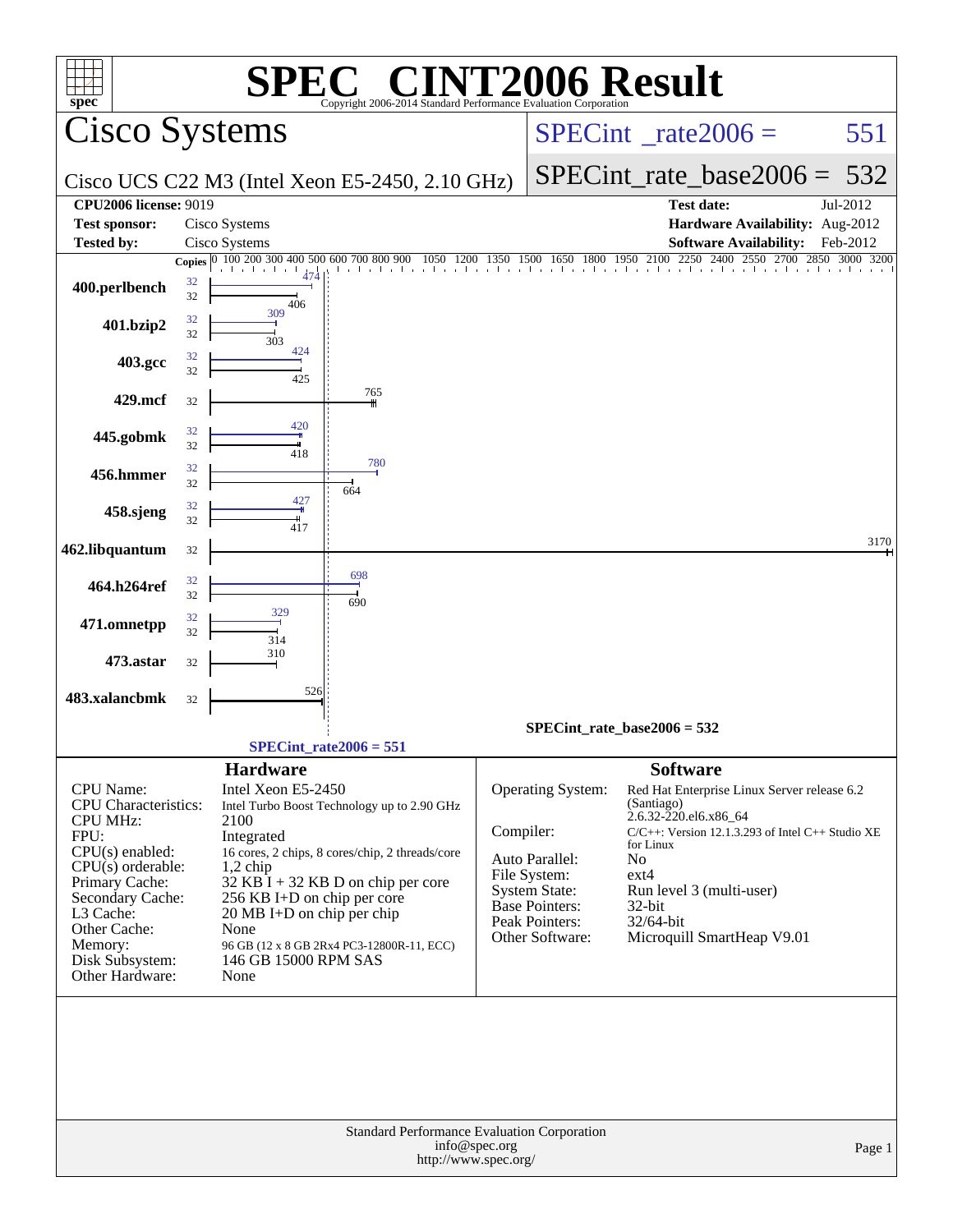# SPEC CINT2006 Result

Copyright 2006-2014 Standard Performance Evaluation Corporation

## Cisco Systems

**Cisco UCS C22 M3 (Intel Xeon E5-2450, 2.10 GHz)**

SPECint_rate2006 = 551

SPECint_rate_base2006 = 532

| | | | |
|---|---|---|---|
| **CPU2006 license:** | 9019 | **Test date:** | Jul-2012 |
| **Test sponsor:** | Cisco Systems | **Hardware Availability:** | Aug-2012 |
| **Tested by:** | Cisco Systems | **Software Availability:** | Feb-2012 |

| Benchmark | Copies (peak) | Peak | Copies (base) | Base |
|---|---|---|---|---|
| 400.perlbench | 32 | 474 | 32 | 406 |
| 401.bzip2 | 32 | 309 | 32 | 303 |
| 403.gcc | 32 | 424 | 32 | 425 |
| 429.mcf | | | 32 | 765 |
| 445.gobmk | 32 | 420 | 32 | 418 |
| 456.hmmer | 32 | 780 | 32 | 664 |
| 458.sjeng | 32 | 427 | 32 | 417 |
| 462.libquantum | | | 32 | 3170 |
| 464.h264ref | 32 | 698 | 32 | 690 |
| 471.omnetpp | 32 | 329 | 32 | 314 |
| 473.astar | | | 32 | 310 |
| 483.xalancbmk | | | 32 | 526 |

SPECint_rate_base2006 = 532

SPECint_rate2006 = 551

### Hardware

| | |
|---|---|
| CPU Name: | Intel Xeon E5-2450 |
| CPU Characteristics: | Intel Turbo Boost Technology up to 2.90 GHz |
| CPU MHz: | 2100 |
| FPU: | Integrated |
| CPU(s) enabled: | 16 cores, 2 chips, 8 cores/chip, 2 threads/core |
| CPU(s) orderable: | 1,2 chip |
| Primary Cache: | 32 KB I + 32 KB D on chip per core |
| Secondary Cache: | 256 KB I+D on chip per core |
| L3 Cache: | 20 MB I+D on chip per chip |
| Other Cache: | None |
| Memory: | 96 GB (12 x 8 GB 2Rx4 PC3-12800R-11, ECC) |
| Disk Subsystem: | 146 GB 15000 RPM SAS |
| Other Hardware: | None |

### Software

| | |
|---|---|
| Operating System: | Red Hat Enterprise Linux Server release 6.2 (Santiago) 2.6.32-220.el6.x86_64 |
| Compiler: | C/C++: Version 12.1.3.293 of Intel C++ Studio XE for Linux |
| Auto Parallel: | No |
| File System: | ext4 |
| System State: | Run level 3 (multi-user) |
| Base Pointers: | 32-bit |
| Peak Pointers: | 32/64-bit |
| Other Software: | Microquill SmartHeap V9.01 |

Standard Performance Evaluation Corporation
info@spec.org
http://www.spec.org/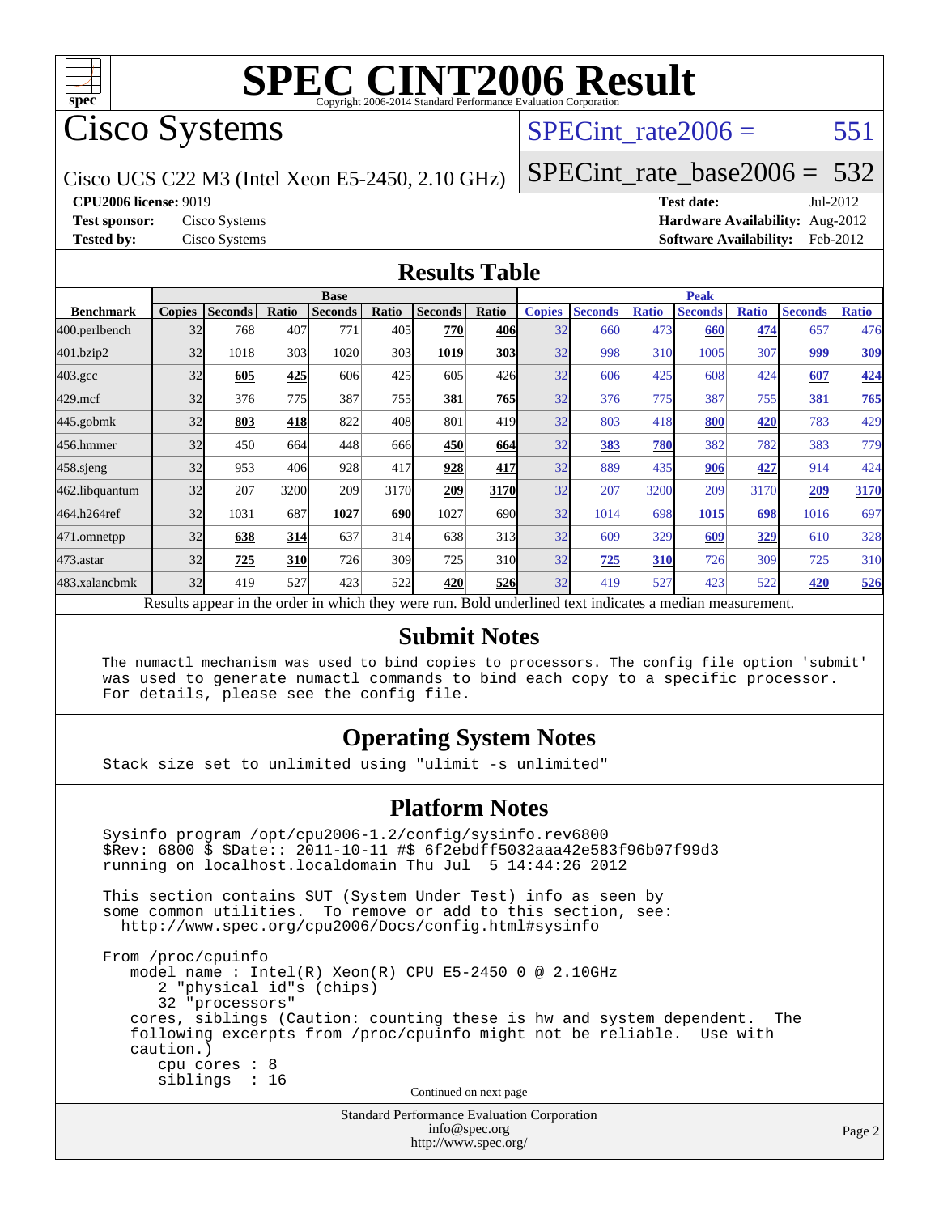# SPEC CINT2006 Result

Copyright 2006-2014 Standard Performance Evaluation Corporation

## Cisco Systems

Cisco UCS C22 M3 (Intel Xeon E5-2450, 2.10 GHz)

SPECint_rate2006 = 551

SPECint_rate_base2006 = 532

**CPU2006 license:** 9019
**Test sponsor:** Cisco Systems
**Tested by:** Cisco Systems

**Test date:** Jul-2012
**Hardware Availability:** Aug-2012
**Software Availability:** Feb-2012

## Results Table

| Benchmark | Base | | | | | | | Peak | | | | | | |
|---|---|---|---|---|---|---|---|---|---|---|---|---|---|---|
| | Copies | Seconds | Ratio | Seconds | Ratio | Seconds | Ratio | Copies | Seconds | Ratio | Seconds | Ratio | Seconds | Ratio |
| 400.perlbench | 32 | 768 | 407 | 771 | 405 | **770** | **406** | 32 | 660 | 473 | **660** | **474** | 657 | 476 |
| 401.bzip2 | 32 | 1018 | 303 | 1020 | 303 | **1019** | **303** | 32 | 998 | 310 | 1005 | 307 | **999** | **309** |
| 403.gcc | 32 | **605** | **425** | 606 | 425 | 605 | 426 | 32 | 606 | 425 | 608 | 424 | **607** | **424** |
| 429.mcf | 32 | 376 | 775 | 387 | 755 | **381** | **765** | 32 | 376 | 775 | 387 | 755 | **381** | **765** |
| 445.gobmk | 32 | **803** | **418** | 822 | 408 | 801 | 419 | 32 | 803 | 418 | **800** | **420** | 783 | 429 |
| 456.hmmer | 32 | 450 | 664 | 448 | 666 | **450** | **664** | 32 | **383** | **780** | 382 | 782 | 383 | 779 |
| 458.sjeng | 32 | 953 | 406 | 928 | 417 | **928** | **417** | 32 | 889 | 435 | **906** | **427** | 914 | 424 |
| 462.libquantum | 32 | 207 | 3200 | 209 | 3170 | **209** | **3170** | 32 | 207 | 3200 | 209 | 3170 | **209** | **3170** |
| 464.h264ref | 32 | 1031 | 687 | **1027** | **690** | 1027 | 690 | 32 | 1014 | 698 | **1015** | **698** | 1016 | 697 |
| 471.omnetpp | 32 | **638** | **314** | 637 | 314 | 638 | 313 | 32 | 609 | 329 | **609** | **329** | 610 | 328 |
| 473.astar | 32 | **725** | **310** | 726 | 309 | 725 | 310 | 32 | **725** | **310** | 726 | 309 | 725 | 310 |
| 483.xalancbmk | 32 | 419 | 527 | 423 | 522 | **420** | **526** | 32 | 419 | 527 | 423 | 522 | **420** | **526** |

Results appear in the order in which they were run. Bold underlined text indicates a median measurement.

## Submit Notes

```
The numactl mechanism was used to bind copies to processors. The config file option 'submit'
was used to generate numactl commands to bind each copy to a specific processor.
For details, please see the config file.
```

## Operating System Notes

```
Stack size set to unlimited using "ulimit -s unlimited"
```

## Platform Notes

```
Sysinfo program /opt/cpu2006-1.2/config/sysinfo.rev6800
$Rev: 6800 $ $Date:: 2011-10-11 #$ 6f2ebdff5032aaa42e583f96b07f99d3
running on localhost.localdomain Thu Jul  5 14:44:26 2012

This section contains SUT (System Under Test) info as seen by
some common utilities.  To remove or add to this section, see:
  http://www.spec.org/cpu2006/Docs/config.html#sysinfo

From /proc/cpuinfo
   model name : Intel(R) Xeon(R) CPU E5-2450 0 @ 2.10GHz
      2 "physical id"s (chips)
      32 "processors"
   cores, siblings (Caution: counting these is hw and system dependent.  The
   following excerpts from /proc/cpuinfo might not be reliable.  Use with
   caution.)
      cpu cores : 8
      siblings  : 16
```

Continued on next page

Standard Performance Evaluation Corporation
info@spec.org
http://www.spec.org/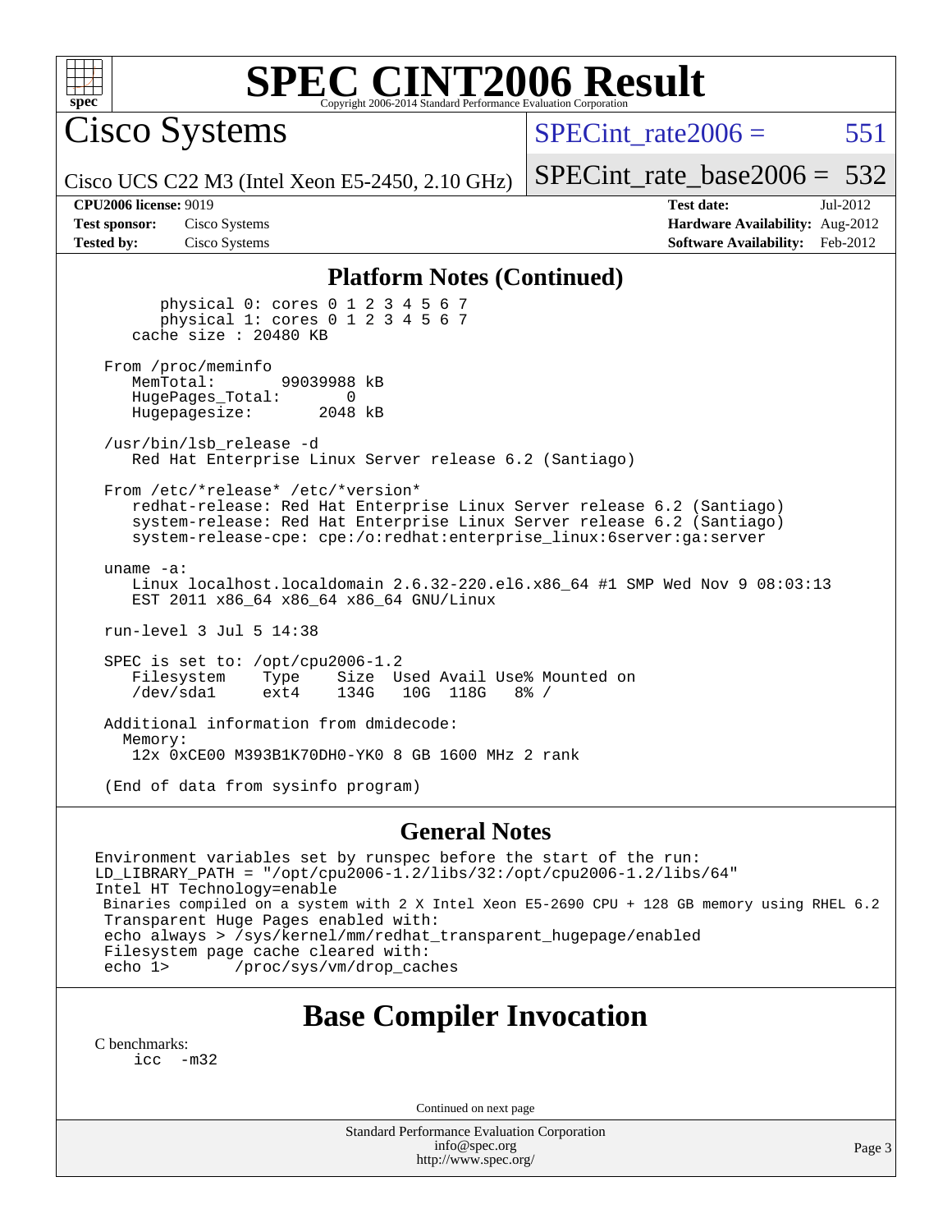# SPEC CINT2006 Result

Copyright 2006-2014 Standard Performance Evaluation Corporation

## Cisco Systems

Cisco UCS C22 M3 (Intel Xeon E5-2450, 2.10 GHz)

SPECint_rate2006 = 551

SPECint_rate_base2006 = 532

**CPU2006 license:** 9019
**Test sponsor:** Cisco Systems
**Tested by:** Cisco Systems

**Test date:** Jul-2012
**Hardware Availability:** Aug-2012
**Software Availability:** Feb-2012

### Platform Notes (Continued)

```
        physical 0: cores 0 1 2 3 4 5 6 7
        physical 1: cores 0 1 2 3 4 5 6 7
    cache size : 20480 KB

 From /proc/meminfo
    MemTotal:       99039988 kB
    HugePages_Total:       0
    Hugepagesize:       2048 kB

 /usr/bin/lsb_release -d
    Red Hat Enterprise Linux Server release 6.2 (Santiago)

 From /etc/*release* /etc/*version*
    redhat-release: Red Hat Enterprise Linux Server release 6.2 (Santiago)
    system-release: Red Hat Enterprise Linux Server release 6.2 (Santiago)
    system-release-cpe: cpe:/o:redhat:enterprise_linux:6server:ga:server

 uname -a:
    Linux localhost.localdomain 2.6.32-220.el6.x86_64 #1 SMP Wed Nov 9 08:03:13
    EST 2011 x86_64 x86_64 x86_64 GNU/Linux

 run-level 3 Jul 5 14:38

 SPEC is set to: /opt/cpu2006-1.2
    Filesystem     Type    Size  Used Avail Use% Mounted on
    /dev/sda1      ext4    134G   10G  118G   8% /

 Additional information from dmidecode:
   Memory:
    12x 0xCE00 M393B1K70DH0-YK0 8 GB 1600 MHz 2 rank

 (End of data from sysinfo program)
```

### General Notes

```
Environment variables set by runspec before the start of the run:
LD_LIBRARY_PATH = "/opt/cpu2006-1.2/libs/32:/opt/cpu2006-1.2/libs/64"
Intel HT Technology=enable
 Binaries compiled on a system with 2 X Intel Xeon E5-2690 CPU + 128 GB memory using RHEL 6.2
 Transparent Huge Pages enabled with:
 echo always > /sys/kernel/mm/redhat_transparent_hugepage/enabled
 Filesystem page cache cleared with:
 echo 1>       /proc/sys/vm/drop_caches
```

## Base Compiler Invocation

C benchmarks:
    icc  -m32

Continued on next page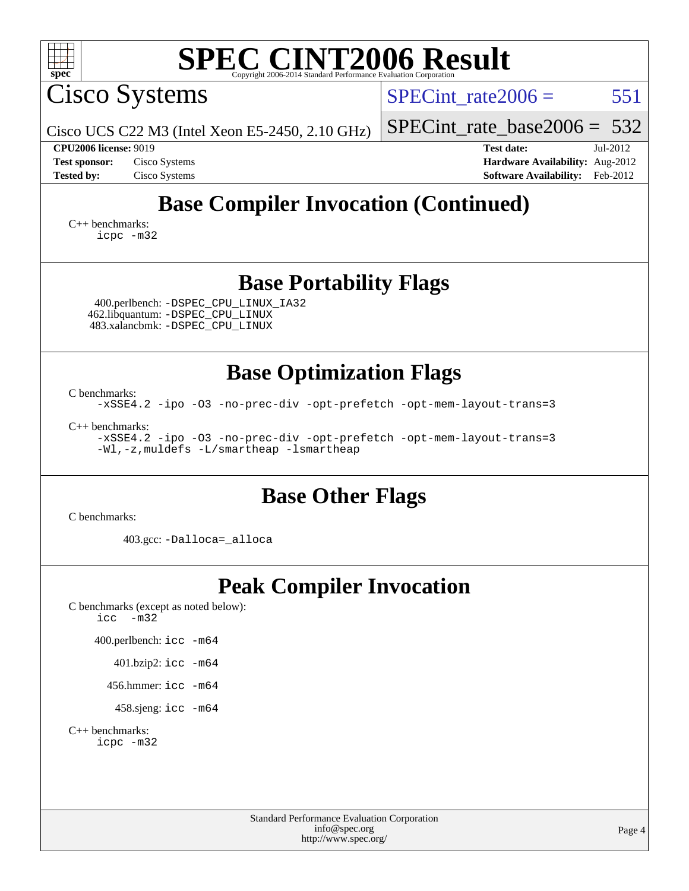# SPEC CINT2006 Result

Copyright 2006-2014 Standard Performance Evaluation Corporation

## Cisco Systems

Cisco UCS C22 M3 (Intel Xeon E5-2450, 2.10 GHz)

SPECint_rate2006 = 551

SPECint_rate_base2006 = 532

**CPU2006 license:** 9019
**Test sponsor:** Cisco Systems
**Tested by:** Cisco Systems

**Test date:** Jul-2012
**Hardware Availability:** Aug-2012
**Software Availability:** Feb-2012

## Base Compiler Invocation (Continued)

C++ benchmarks:
```
icpc -m32
```

## Base Portability Flags

400.perlbench: `-DSPEC_CPU_LINUX_IA32`
462.libquantum: `-DSPEC_CPU_LINUX`
483.xalancbmk: `-DSPEC_CPU_LINUX`

## Base Optimization Flags

C benchmarks:
```
-xSSE4.2 -ipo -O3 -no-prec-div -opt-prefetch -opt-mem-layout-trans=3
```

C++ benchmarks:
```
-xSSE4.2 -ipo -O3 -no-prec-div -opt-prefetch -opt-mem-layout-trans=3
-Wl,-z,muldefs -L/smartheap -lsmartheap
```

## Base Other Flags

C benchmarks:

403.gcc: `-Dalloca=_alloca`

## Peak Compiler Invocation

C benchmarks (except as noted below):
```
icc  -m32
```

400.perlbench: `icc -m64`

401.bzip2: `icc -m64`

456.hmmer: `icc -m64`

458.sjeng: `icc -m64`

C++ benchmarks:
```
icpc -m32
```

Standard Performance Evaluation Corporation
info@spec.org
http://www.spec.org/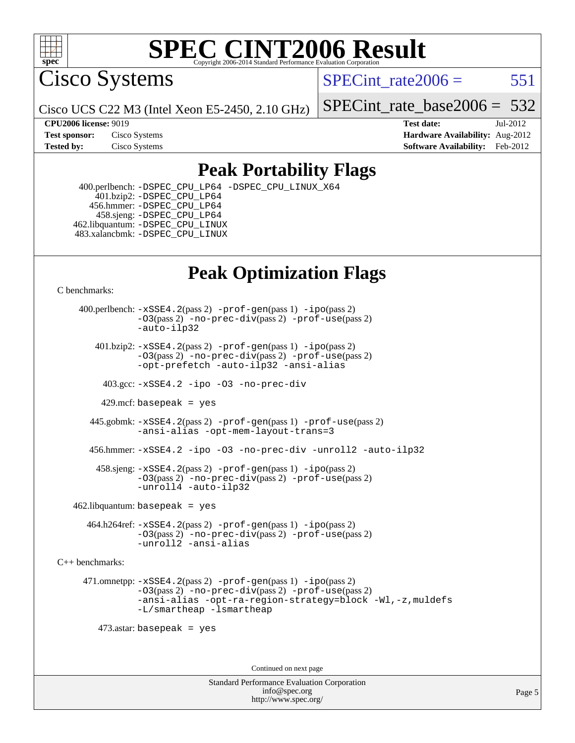# SPEC CINT2006 Result

Copyright 2006-2014 Standard Performance Evaluation Corporation

## Cisco Systems

Cisco UCS C22 M3 (Intel Xeon E5-2450, 2.10 GHz)

SPECint_rate2006 = 551

SPECint_rate_base2006 = 532

| | | | |
|---|---|---|---|
| **CPU2006 license:** 9019 | | **Test date:** | Jul-2012 |
| **Test sponsor:** | Cisco Systems | **Hardware Availability:** | Aug-2012 |
| **Tested by:** | Cisco Systems | **Software Availability:** | Feb-2012 |

## Peak Portability Flags

400.perlbench: `-DSPEC_CPU_LP64 -DSPEC_CPU_LINUX_X64`
401.bzip2: `-DSPEC_CPU_LP64`
456.hmmer: `-DSPEC_CPU_LP64`
458.sjeng: `-DSPEC_CPU_LP64`
462.libquantum: `-DSPEC_CPU_LINUX`
483.xalancbmk: `-DSPEC_CPU_LINUX`

## Peak Optimization Flags

C benchmarks:

400.perlbench: `-xSSE4.2`(pass 2) `-prof-gen`(pass 1) `-ipo`(pass 2) `-O3`(pass 2) `-no-prec-div`(pass 2) `-prof-use`(pass 2) `-auto-ilp32`

401.bzip2: `-xSSE4.2`(pass 2) `-prof-gen`(pass 1) `-ipo`(pass 2) `-O3`(pass 2) `-no-prec-div`(pass 2) `-prof-use`(pass 2) `-opt-prefetch -auto-ilp32 -ansi-alias`

403.gcc: `-xSSE4.2 -ipo -O3 -no-prec-div`

429.mcf: `basepeak = yes`

445.gobmk: `-xSSE4.2`(pass 2) `-prof-gen`(pass 1) `-prof-use`(pass 2) `-ansi-alias -opt-mem-layout-trans=3`

456.hmmer: `-xSSE4.2 -ipo -O3 -no-prec-div -unroll2 -auto-ilp32`

458.sjeng: `-xSSE4.2`(pass 2) `-prof-gen`(pass 1) `-ipo`(pass 2) `-O3`(pass 2) `-no-prec-div`(pass 2) `-prof-use`(pass 2) `-unroll4 -auto-ilp32`

462.libquantum: `basepeak = yes`

464.h264ref: `-xSSE4.2`(pass 2) `-prof-gen`(pass 1) `-ipo`(pass 2) `-O3`(pass 2) `-no-prec-div`(pass 2) `-prof-use`(pass 2) `-unroll2 -ansi-alias`

C++ benchmarks:

471.omnetpp: `-xSSE4.2`(pass 2) `-prof-gen`(pass 1) `-ipo`(pass 2) `-O3`(pass 2) `-no-prec-div`(pass 2) `-prof-use`(pass 2) `-ansi-alias -opt-ra-region-strategy=block -Wl,-z,muldefs -L/smartheap -lsmartheap`

473.astar: `basepeak = yes`

Continued on next page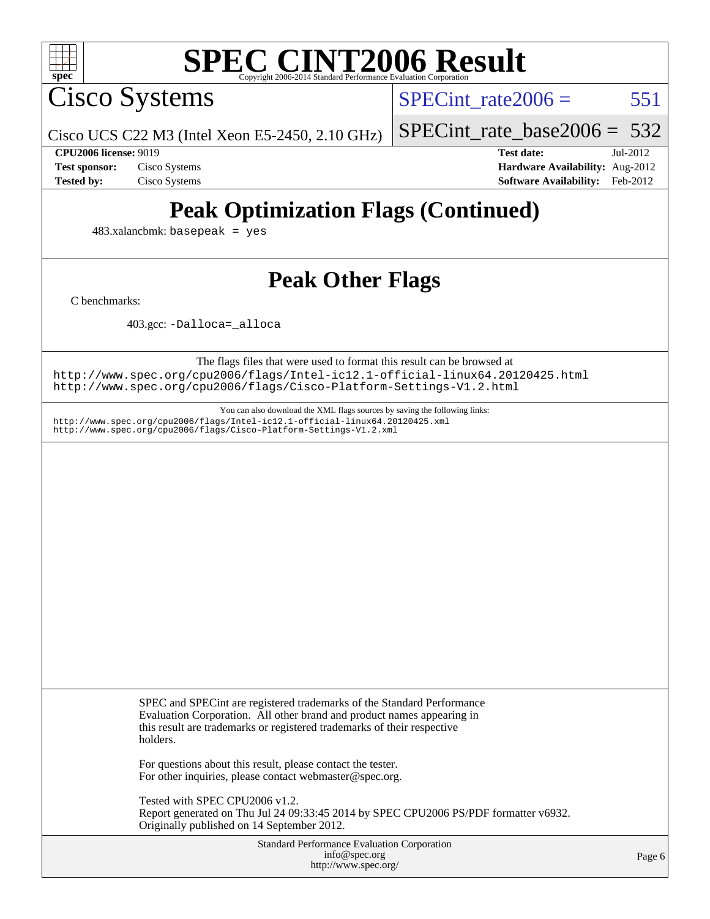# Peak Optimization Flags (Continued)

483.xalancbmk: basepeak = yes

# Peak Other Flags

C benchmarks:

403.gcc: -Dalloca=_alloca

The flags files that were used to format this result can be browsed at
http://www.spec.org/cpu2006/flags/Intel-ic12.1-official-linux64.20120425.html
http://www.spec.org/cpu2006/flags/Cisco-Platform-Settings-V1.2.html

You can also download the XML flags sources by saving the following links:
http://www.spec.org/cpu2006/flags/Intel-ic12.1-official-linux64.20120425.xml
http://www.spec.org/cpu2006/flags/Cisco-Platform-Settings-V1.2.xml

SPEC and SPECint are registered trademarks of the Standard Performance Evaluation Corporation. All other brand and product names appearing in this result are trademarks or registered trademarks of their respective holders.

For questions about this result, please contact the tester.
For other inquiries, please contact webmaster@spec.org.

Tested with SPEC CPU2006 v1.2.
Report generated on Thu Jul 24 09:33:45 2014 by SPEC CPU2006 PS/PDF formatter v6932.
Originally published on 14 September 2012.